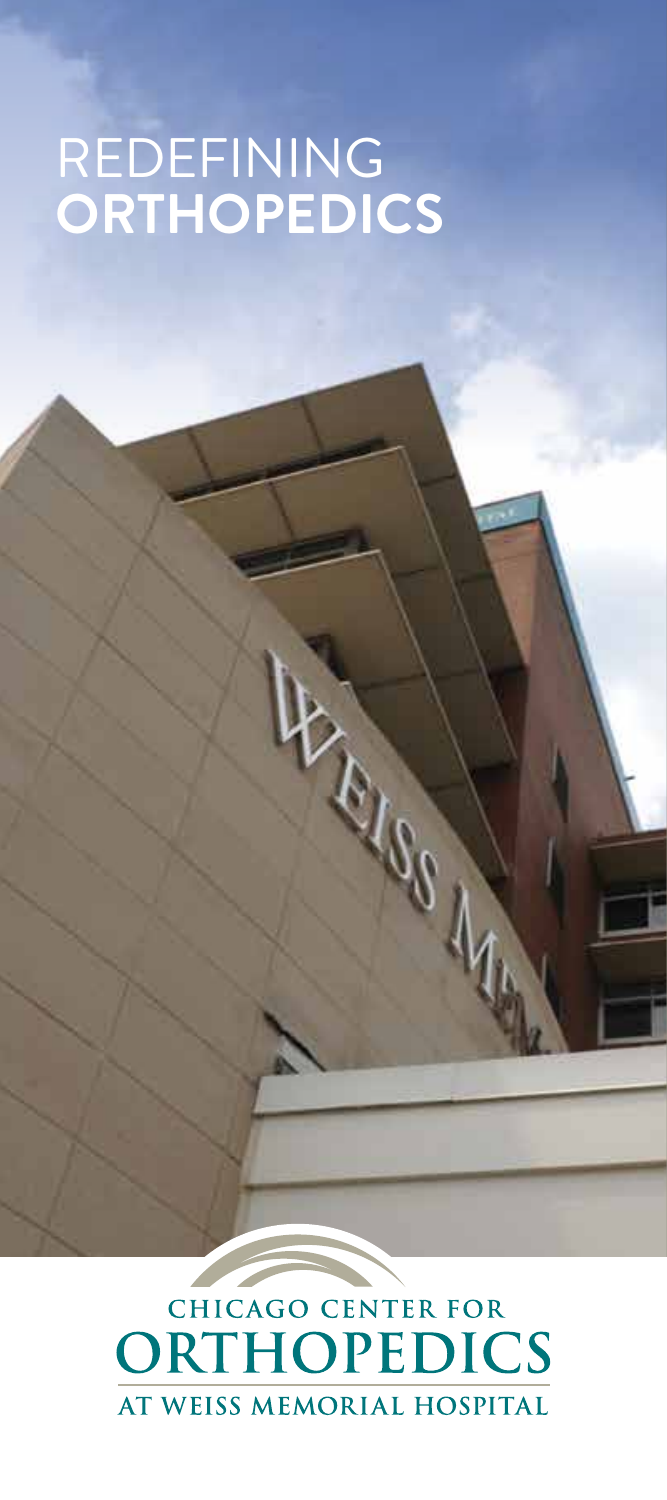# REDEFINING **ORTHOPEDICS**

CHICAGO CENTER FOR
ORTHOPEDICS
AT WEISS MEMORIAL HOSPITAL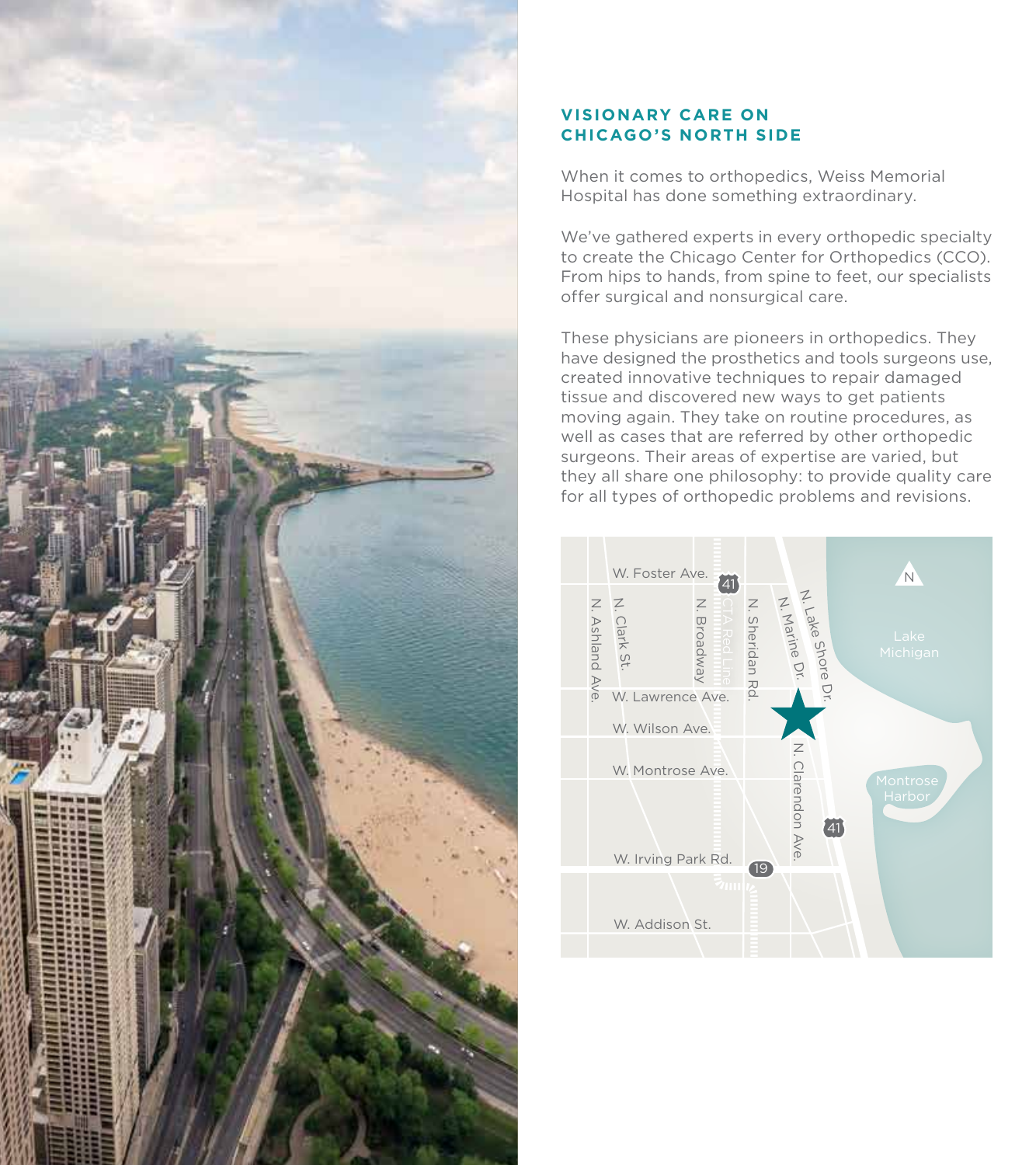## VISIONARY CARE ON CHICAGO'S NORTH SIDE

When it comes to orthopedics, Weiss Memorial Hospital has done something extraordinary.

We've gathered experts in every orthopedic specialty to create the Chicago Center for Orthopedics (CCO). From hips to hands, from spine to feet, our specialists offer surgical and nonsurgical care.

These physicians are pioneers in orthopedics. They have designed the prosthetics and tools surgeons use, created innovative techniques to repair damaged tissue and discovered new ways to get patients moving again. They take on routine procedures, as well as cases that are referred by other orthopedic surgeons. Their areas of expertise are varied, but they all share one philosophy: to provide quality care for all types of orthopedic problems and revisions.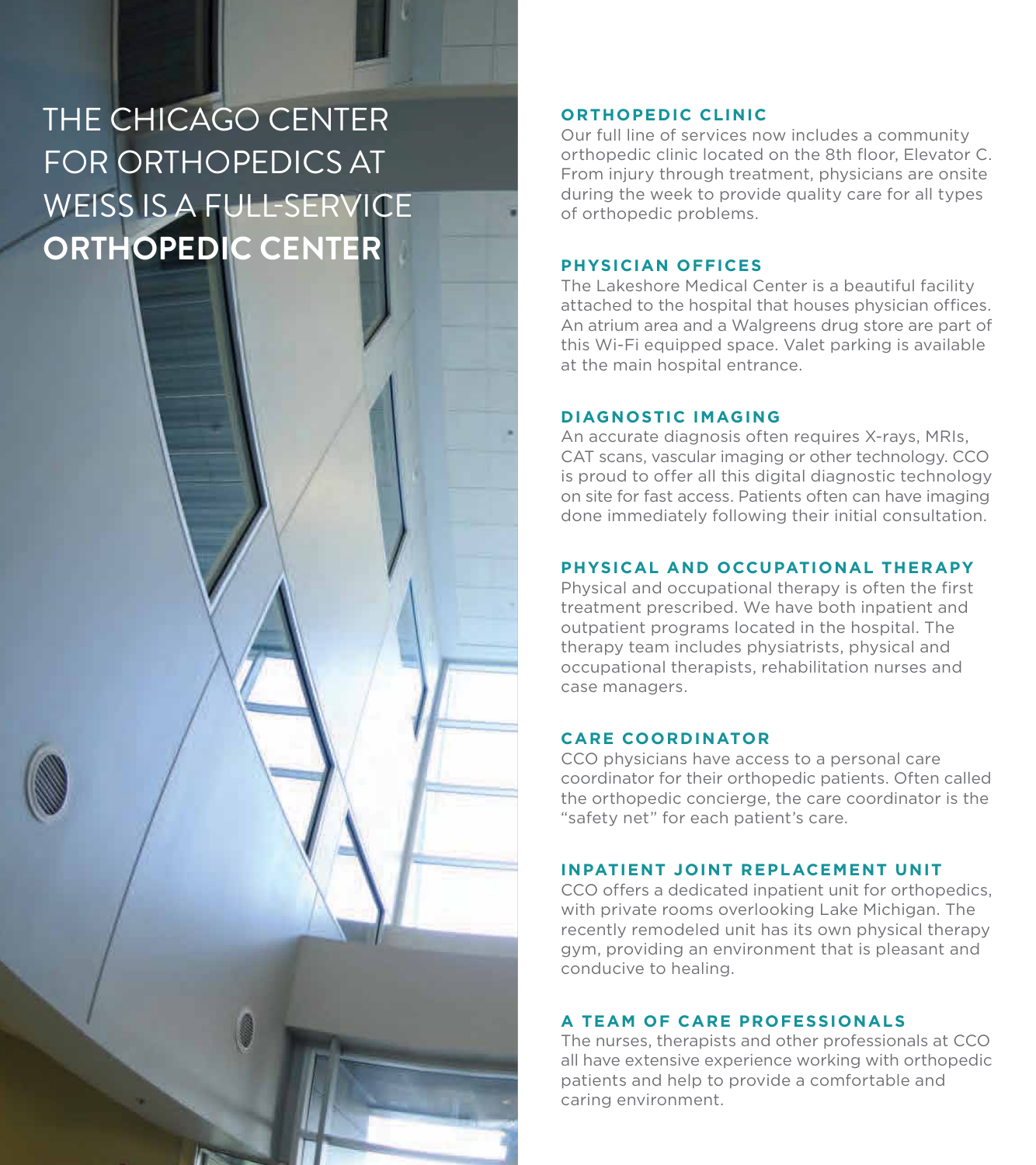# THE CHICAGO CENTER FOR ORTHOPEDICS AT WEISS IS A FULL-SERVICE **ORTHOPEDIC CENTER**

### ORTHOPEDIC CLINIC

Our full line of services now includes a community orthopedic clinic located on the 8th floor, Elevator C. From injury through treatment, physicians are onsite during the week to provide quality care for all types of orthopedic problems.

### PHYSICIAN OFFICES

The Lakeshore Medical Center is a beautiful facility attached to the hospital that houses physician offices. An atrium area and a Walgreens drug store are part of this Wi-Fi equipped space. Valet parking is available at the main hospital entrance.

### DIAGNOSTIC IMAGING

An accurate diagnosis often requires X-rays, MRIs, CAT scans, vascular imaging or other technology. CCO is proud to offer all this digital diagnostic technology on site for fast access. Patients often can have imaging done immediately following their initial consultation.

### PHYSICAL AND OCCUPATIONAL THERAPY

Physical and occupational therapy is often the first treatment prescribed. We have both inpatient and outpatient programs located in the hospital. The therapy team includes physiatrists, physical and occupational therapists, rehabilitation nurses and case managers.

### CARE COORDINATOR

CCO physicians have access to a personal care coordinator for their orthopedic patients. Often called the orthopedic concierge, the care coordinator is the "safety net" for each patient's care.

### INPATIENT JOINT REPLACEMENT UNIT

CCO offers a dedicated inpatient unit for orthopedics, with private rooms overlooking Lake Michigan. The recently remodeled unit has its own physical therapy gym, providing an environment that is pleasant and conducive to healing.

### A TEAM OF CARE PROFESSIONALS

The nurses, therapists and other professionals at CCO all have extensive experience working with orthopedic patients and help to provide a comfortable and caring environment.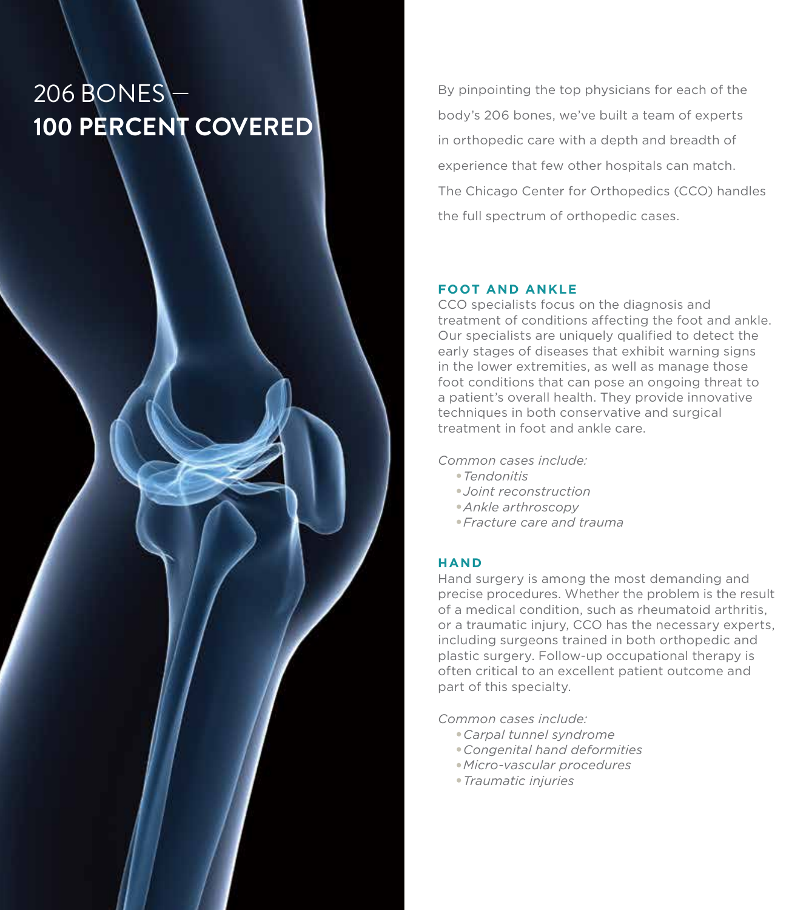# 206 BONES – **100 PERCENT COVERED**

By pinpointing the top physicians for each of the body's 206 bones, we've built a team of experts in orthopedic care with a depth and breadth of experience that few other hospitals can match. The Chicago Center for Orthopedics (CCO) handles the full spectrum of orthopedic cases.

## FOOT AND ANKLE

CCO specialists focus on the diagnosis and treatment of conditions affecting the foot and ankle. Our specialists are uniquely qualified to detect the early stages of diseases that exhibit warning signs in the lower extremities, as well as manage those foot conditions that can pose an ongoing threat to a patient's overall health. They provide innovative techniques in both conservative and surgical treatment in foot and ankle care.

*Common cases include:*

- *Tendonitis*
- *Joint reconstruction*
- *Ankle arthroscopy*
- *Fracture care and trauma*

## HAND

Hand surgery is among the most demanding and precise procedures. Whether the problem is the result of a medical condition, such as rheumatoid arthritis, or a traumatic injury, CCO has the necessary experts, including surgeons trained in both orthopedic and plastic surgery. Follow-up occupational therapy is often critical to an excellent patient outcome and part of this specialty.

*Common cases include:*

- *Carpal tunnel syndrome*
- *Congenital hand deformities*
- *Micro-vascular procedures*
- *Traumatic injuries*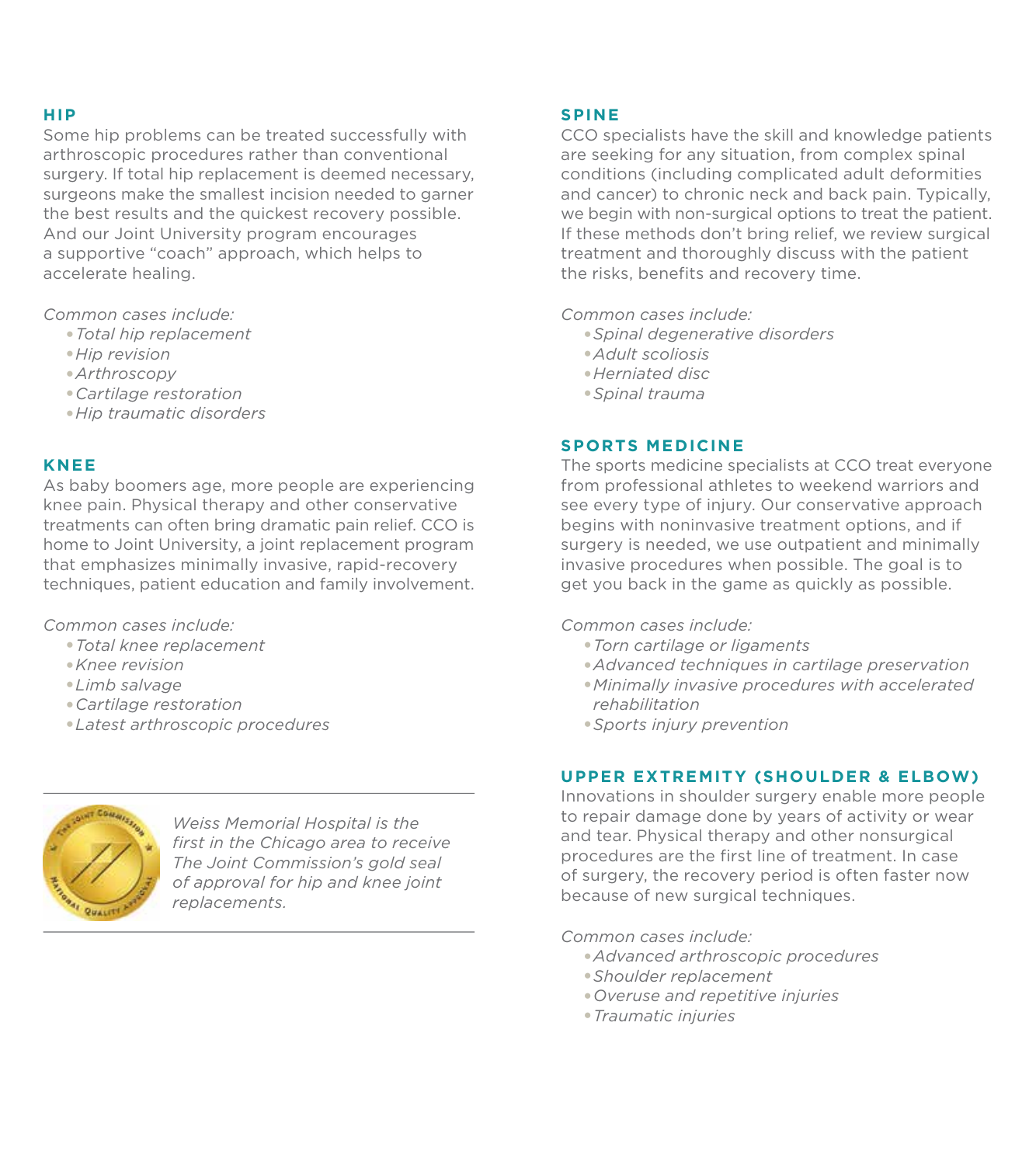## HIP

Some hip problems can be treated successfully with arthroscopic procedures rather than conventional surgery. If total hip replacement is deemed necessary, surgeons make the smallest incision needed to garner the best results and the quickest recovery possible. And our Joint University program encourages a supportive "coach" approach, which helps to accelerate healing.

*Common cases include:*

- *Total hip replacement*
- *Hip revision*
- *Arthroscopy*
- *Cartilage restoration*
- *Hip traumatic disorders*

## KNEE

As baby boomers age, more people are experiencing knee pain. Physical therapy and other conservative treatments can often bring dramatic pain relief. CCO is home to Joint University, a joint replacement program that emphasizes minimally invasive, rapid-recovery techniques, patient education and family involvement.

*Common cases include:*

- *Total knee replacement*
- *Knee revision*
- *Limb salvage*
- *Cartilage restoration*
- *Latest arthroscopic procedures*

---

*Weiss Memorial Hospital is the first in the Chicago area to receive The Joint Commission's gold seal of approval for hip and knee joint replacements.*

---

## SPINE

CCO specialists have the skill and knowledge patients are seeking for any situation, from complex spinal conditions (including complicated adult deformities and cancer) to chronic neck and back pain. Typically, we begin with non-surgical options to treat the patient. If these methods don't bring relief, we review surgical treatment and thoroughly discuss with the patient the risks, benefits and recovery time.

*Common cases include:*

- *Spinal degenerative disorders*
- *Adult scoliosis*
- *Herniated disc*
- *Spinal trauma*

## SPORTS MEDICINE

The sports medicine specialists at CCO treat everyone from professional athletes to weekend warriors and see every type of injury. Our conservative approach begins with noninvasive treatment options, and if surgery is needed, we use outpatient and minimally invasive procedures when possible. The goal is to get you back in the game as quickly as possible.

*Common cases include:*

- *Torn cartilage or ligaments*
- *Advanced techniques in cartilage preservation*
- *Minimally invasive procedures with accelerated rehabilitation*
- *Sports injury prevention*

## UPPER EXTREMITY (SHOULDER & ELBOW)

Innovations in shoulder surgery enable more people to repair damage done by years of activity or wear and tear. Physical therapy and other nonsurgical procedures are the first line of treatment. In case of surgery, the recovery period is often faster now because of new surgical techniques.

*Common cases include:*

- *Advanced arthroscopic procedures*
- *Shoulder replacement*
- *Overuse and repetitive injuries*
- *Traumatic injuries*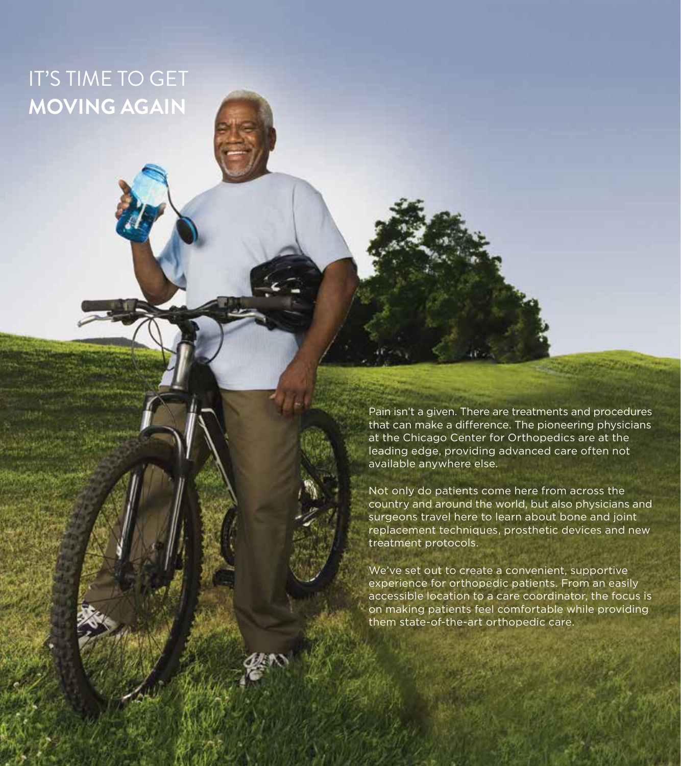# IT'S TIME TO GET **MOVING AGAIN**

Pain isn't a given. There are treatments and procedures that can make a difference. The pioneering physicians at the Chicago Center for Orthopedics are at the leading edge, providing advanced care often not available anywhere else.

Not only do patients come here from across the country and around the world, but also physicians and surgeons travel here to learn about bone and joint replacement techniques, prosthetic devices and new treatment protocols.

We've set out to create a convenient, supportive experience for orthopedic patients. From an easily accessible location to a care coordinator, the focus is on making patients feel comfortable while providing them state-of-the-art orthopedic care.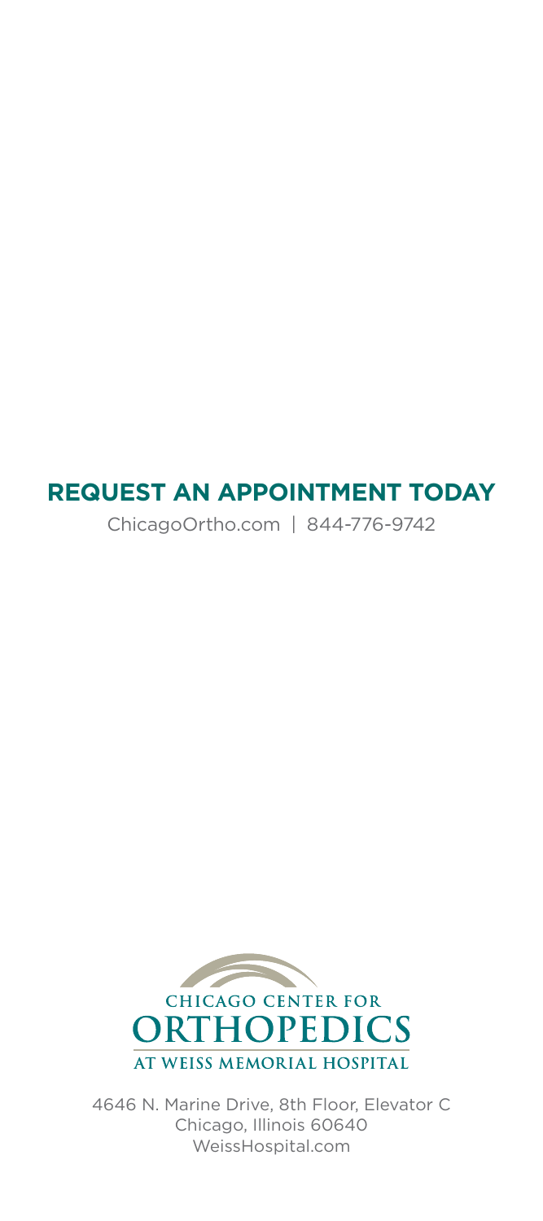## REQUEST AN APPOINTMENT TODAY

ChicagoOrtho.com | 844-776-9742

CHICAGO CENTER FOR
ORTHOPEDICS
AT WEISS MEMORIAL HOSPITAL

4646 N. Marine Drive, 8th Floor, Elevator C
Chicago, Illinois 60640
WeissHospital.com